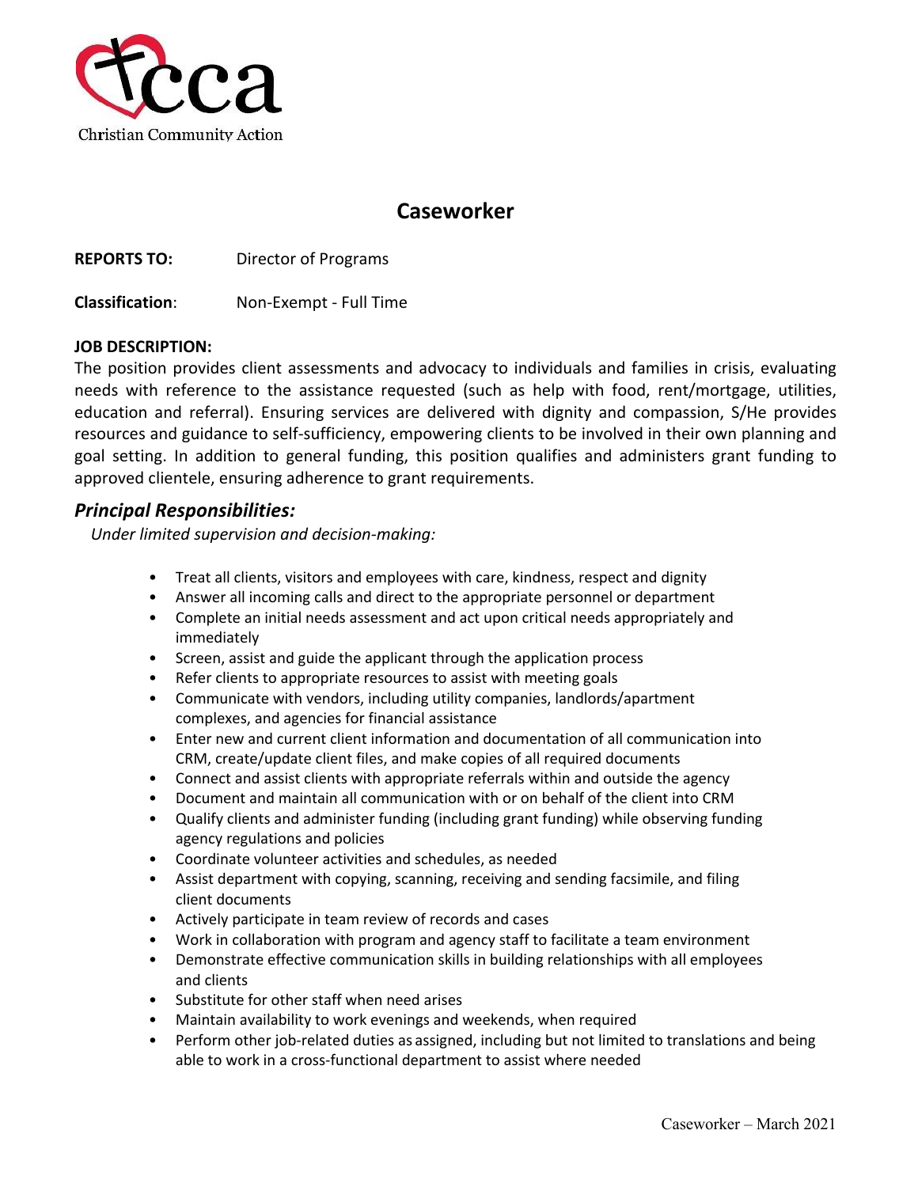cca

Christian Community Action

# Caseworker

**REPORTS TO:** Director of Programs

**Classification**: Non-Exempt - Full Time

**JOB DESCRIPTION:**

The position provides client assessments and advocacy to individuals and families in crisis, evaluating needs with reference to the assistance requested (such as help with food, rent/mortgage, utilities, education and referral). Ensuring services are delivered with dignity and compassion, S/He provides resources and guidance to self-sufficiency, empowering clients to be involved in their own planning and goal setting. In addition to general funding, this position qualifies and administers grant funding to approved clientele, ensuring adherence to grant requirements.

## *Principal Responsibilities:*

*Under limited supervision and decision-making:*

- Treat all clients, visitors and employees with care, kindness, respect and dignity
- Answer all incoming calls and direct to the appropriate personnel or department
- Complete an initial needs assessment and act upon critical needs appropriately and immediately
- Screen, assist and guide the applicant through the application process
- Refer clients to appropriate resources to assist with meeting goals
- Communicate with vendors, including utility companies, landlords/apartment complexes, and agencies for financial assistance
- Enter new and current client information and documentation of all communication into CRM, create/update client files, and make copies of all required documents
- Connect and assist clients with appropriate referrals within and outside the agency
- Document and maintain all communication with or on behalf of the client into CRM
- Qualify clients and administer funding (including grant funding) while observing funding agency regulations and policies
- Coordinate volunteer activities and schedules, as needed
- Assist department with copying, scanning, receiving and sending facsimile, and filing client documents
- Actively participate in team review of records and cases
- Work in collaboration with program and agency staff to facilitate a team environment
- Demonstrate effective communication skills in building relationships with all employees and clients
- Substitute for other staff when need arises
- Maintain availability to work evenings and weekends, when required
- Perform other job-related duties as assigned, including but not limited to translations and being able to work in a cross-functional department to assist where needed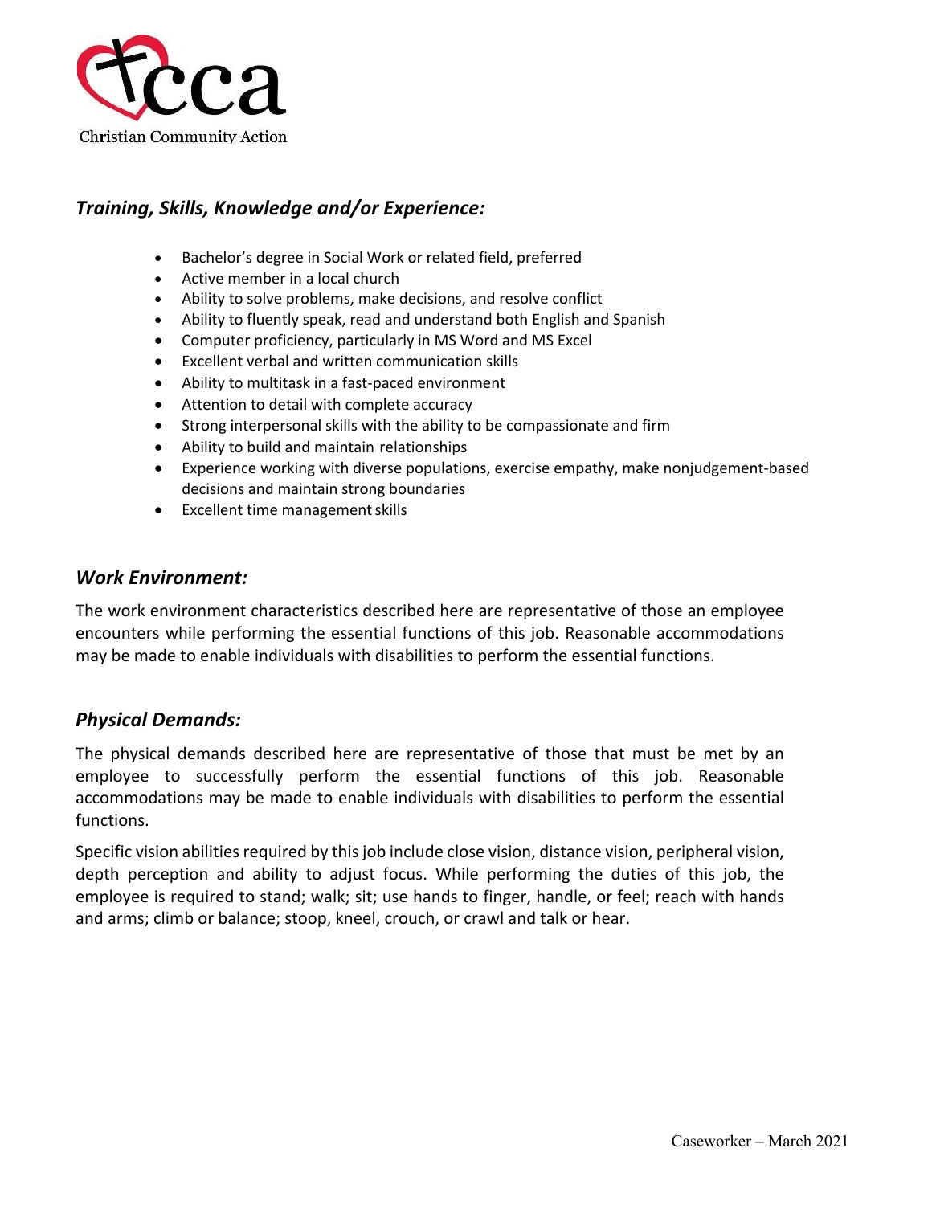### *Training, Skills, Knowledge and/or Experience:*

- Bachelor's degree in Social Work or related field, preferred
- Active member in a local church
- Ability to solve problems, make decisions, and resolve conflict
- Ability to fluently speak, read and understand both English and Spanish
- Computer proficiency, particularly in MS Word and MS Excel
- Excellent verbal and written communication skills
- Ability to multitask in a fast-paced environment
- Attention to detail with complete accuracy
- Strong interpersonal skills with the ability to be compassionate and firm
- Ability to build and maintain relationships
- Experience working with diverse populations, exercise empathy, make nonjudgement-based decisions and maintain strong boundaries
- Excellent time management skills

### *Work Environment:*

The work environment characteristics described here are representative of those an employee encounters while performing the essential functions of this job. Reasonable accommodations may be made to enable individuals with disabilities to perform the essential functions.

### *Physical Demands:*

The physical demands described here are representative of those that must be met by an employee to successfully perform the essential functions of this job. Reasonable accommodations may be made to enable individuals with disabilities to perform the essential functions.

Specific vision abilities required by this job include close vision, distance vision, peripheral vision, depth perception and ability to adjust focus. While performing the duties of this job, the employee is required to stand; walk; sit; use hands to finger, handle, or feel; reach with hands and arms; climb or balance; stoop, kneel, crouch, or crawl and talk or hear.